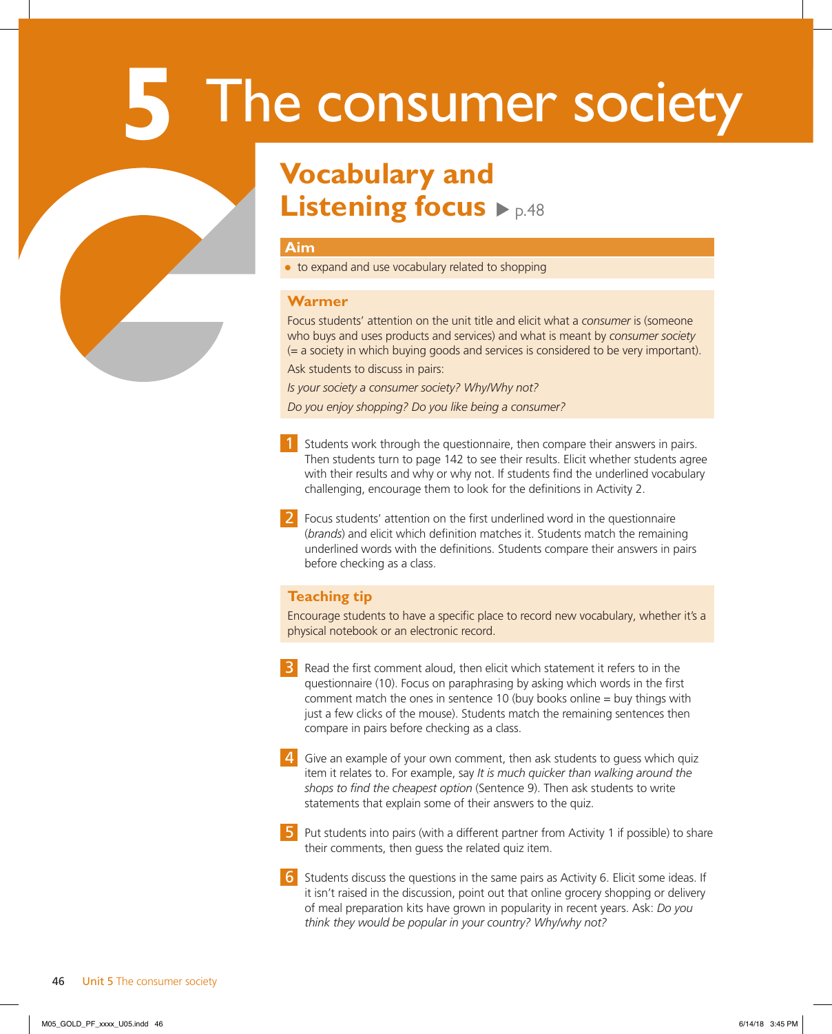# 5 The consumer society

## Vocabulary and Listening focus ▶ p.48

### Aim

- to expand and use vocabulary related to shopping

### Warmer

Focus students' attention on the unit title and elicit what a *consumer* is (someone who buys and uses products and services) and what is meant by *consumer society* (= a society in which buying goods and services is considered to be very important).

Ask students to discuss in pairs:

*Is your society a consumer society? Why/Why not?*

*Do you enjoy shopping? Do you like being a consumer?*

**1** Students work through the questionnaire, then compare their answers in pairs. Then students turn to page 142 to see their results. Elicit whether students agree with their results and why or why not. If students find the underlined vocabulary challenging, encourage them to look for the definitions in Activity 2.

**2** Focus students' attention on the first underlined word in the questionnaire (*brands*) and elicit which definition matches it. Students match the remaining underlined words with the definitions. Students compare their answers in pairs before checking as a class.

### Teaching tip

Encourage students to have a specific place to record new vocabulary, whether it's a physical notebook or an electronic record.

**3** Read the first comment aloud, then elicit which statement it refers to in the questionnaire (10). Focus on paraphrasing by asking which words in the first comment match the ones in sentence 10 (buy books online = buy things with just a few clicks of the mouse). Students match the remaining sentences then compare in pairs before checking as a class.

**4** Give an example of your own comment, then ask students to guess which quiz item it relates to. For example, say *It is much quicker than walking around the shops to find the cheapest option* (Sentence 9). Then ask students to write statements that explain some of their answers to the quiz.

**5** Put students into pairs (with a different partner from Activity 1 if possible) to share their comments, then guess the related quiz item.

**6** Students discuss the questions in the same pairs as Activity 6. Elicit some ideas. If it isn't raised in the discussion, point out that online grocery shopping or delivery of meal preparation kits have grown in popularity in recent years. Ask: *Do you think they would be popular in your country? Why/why not?*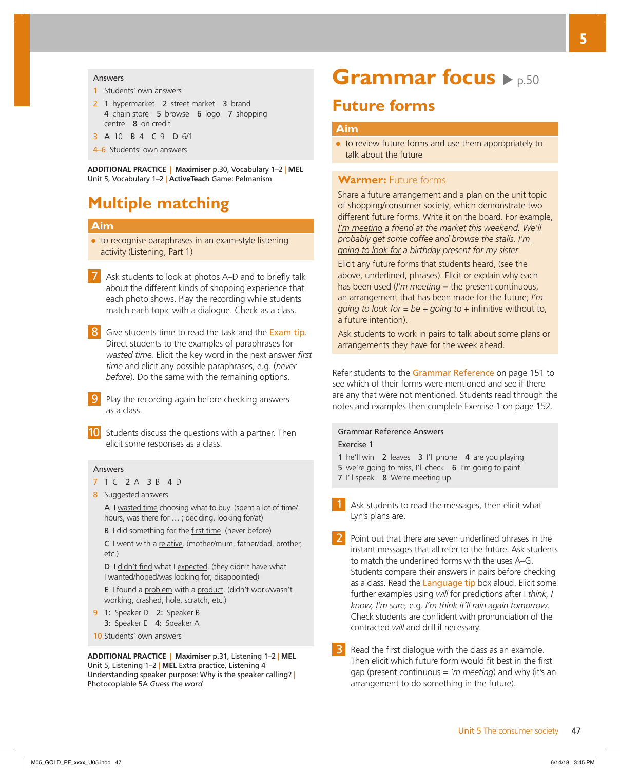**Answers**

1 Students' own answers

2 1 hypermarket 2 street market 3 brand 4 chain store 5 browse 6 logo 7 shopping centre 8 on credit

3 A 10 B 4 C 9 D 6/1

4–6 Students' own answers

**ADDITIONAL PRACTICE** | **Maximiser** p.30, Vocabulary 1–2 | **MEL** Unit 5, Vocabulary 1–2 | **ActiveTeach** Game: Pelmanism

## Multiple matching

### Aim

- to recognise paraphrases in an exam-style listening activity (Listening, Part 1)

**7** Ask students to look at photos A–D and to briefly talk about the different kinds of shopping experience that each photo shows. Play the recording while students match each topic with a dialogue. Check as a class.

**8** Give students time to read the task and the Exam tip. Direct students to the examples of paraphrases for *wasted time*. Elicit the key word in the next answer *first time* and elicit any possible paraphrases, e.g. (*never before*). Do the same with the remaining options.

**9** Play the recording again before checking answers as a class.

**10** Students discuss the questions with a partner. Then elicit some responses as a class.

**Answers**

7 1 C 2 A 3 B 4 D

8 Suggested answers

A I wasted time choosing what to buy. (spent a lot of time/hours, was there for … ; deciding, looking for/at)

B I did something for the first time. (never before)

C I went with a relative. (mother/mum, father/dad, brother, etc.)

D I didn't find what I expected. (they didn't have what I wanted/hoped/was looking for, disappointed)

E I found a problem with a product. (didn't work/wasn't working, crashed, hole, scratch, etc.)

9 1: Speaker D 2: Speaker B 3: Speaker E 4: Speaker A

10 Students' own answers

**ADDITIONAL PRACTICE** | **Maximiser** p.31, Listening 1–2 | **MEL** Unit 5, Listening 1–2 | **MEL** Extra practice, Listening 4 Understanding speaker purpose: Why is the speaker calling? | Photocopiable 5A *Guess the word*

# Grammar focus ▶ p.50

## Future forms

### Aim

- to review future forms and use them appropriately to talk about the future

### Warmer: Future forms

Share a future arrangement and a plan on the unit topic of shopping/consumer society, which demonstrate two different future forms. Write it on the board. For example, *I'm meeting a friend at the market this weekend. We'll probably get some coffee and browse the stalls. I'm going to look for a birthday present for my sister.*

Elicit any future forms that students heard, (see the above, underlined, phrases). Elicit or explain why each has been used (*I'm meeting* = the present continuous, an arrangement that has been made for the future; *I'm going to look for* = *be* + *going to* + infinitive without to, a future intention).

Ask students to work in pairs to talk about some plans or arrangements they have for the week ahead.

Refer students to the Grammar Reference on page 151 to see which of their forms were mentioned and see if there are any that were not mentioned. Students read through the notes and examples then complete Exercise 1 on page 152.

**Grammar Reference Answers**

Exercise 1

1 he'll win 2 leaves 3 I'll phone 4 are you playing
5 we're going to miss, I'll check 6 I'm going to paint
7 I'll speak 8 We're meeting up

**1** Ask students to read the messages, then elicit what Lyn's plans are.

**2** Point out that there are seven underlined phrases in the instant messages that all refer to the future. Ask students to match the underlined forms with the uses A–G. Students compare their answers in pairs before checking as a class. Read the Language tip box aloud. Elicit some further examples using *will* for predictions after I *think, I know, I'm sure,* e.g. *I'm think it'll rain again tomorrow*. Check students are confident with pronunciation of the contracted *will* and drill if necessary.

**3** Read the first dialogue with the class as an example. Then elicit which future form would fit best in the first gap (present continuous = *'m meeting*) and why (it's an arrangement to do something in the future).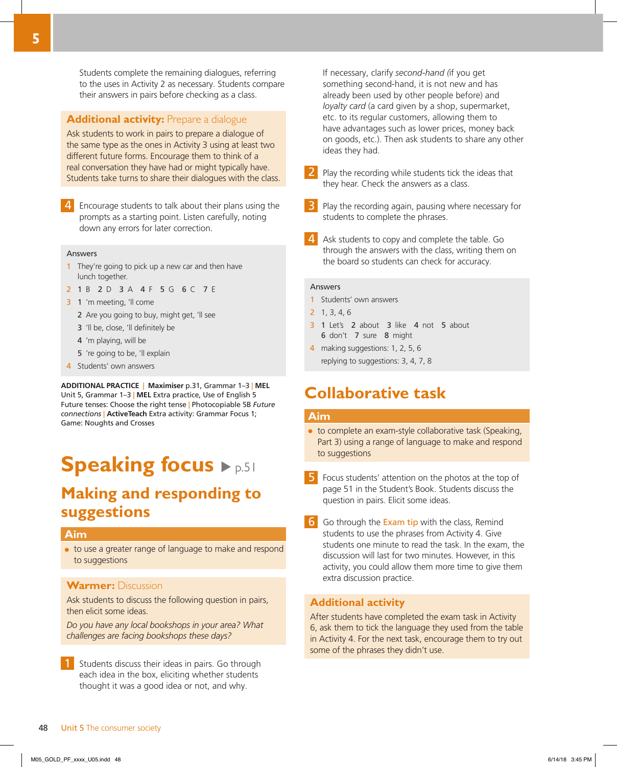Students complete the remaining dialogues, referring to the uses in Activity 2 as necessary. Students compare their answers in pairs before checking as a class.

**Additional activity:** Prepare a dialogue

Ask students to work in pairs to prepare a dialogue of the same type as the ones in Activity 3 using at least two different future forms. Encourage them to think of a real conversation they have had or might typically have. Students take turns to share their dialogues with the class.

4 Encourage students to talk about their plans using the prompts as a starting point. Listen carefully, noting down any errors for later correction.

Answers

1 They're going to pick up a new car and then have lunch together.

2 **1** B **2** D **3** A **4** F **5** G **6** C **7** E

3 **1** 'm meeting, 'll come
  **2** Are you going to buy, might get, 'll see
  **3** 'll be, close, 'll definitely be
  **4** 'm playing, will be
  **5** 're going to be, 'll explain

4 Students' own answers

**ADDITIONAL PRACTICE** | **Maximiser** p.31, Grammar 1–3 | **MEL** Unit 5, Grammar 1–3 | **MEL** Extra practice, Use of English 5 Future tenses: Choose the right tense | Photocopiable 5B *Future connections* | **ActiveTeach** Extra activity: Grammar Focus 1; Game: Noughts and Crosses

# Speaking focus ▶ p.51

## Making and responding to suggestions

### Aim

- to use a greater range of language to make and respond to suggestions

**Warmer:** Discussion

Ask students to discuss the following question in pairs, then elicit some ideas.

*Do you have any local bookshops in your area? What challenges are facing bookshops these days?*

1 Students discuss their ideas in pairs. Go through each idea in the box, eliciting whether students thought it was a good idea or not, and why.

If necessary, clarify *second-hand (*if you get something second-hand, it is not new and has already been used by other people before) and *loyalty card* (a card given by a shop, supermarket, etc. to its regular customers, allowing them to have advantages such as lower prices, money back on goods, etc.). Then ask students to share any other ideas they had.

2 Play the recording while students tick the ideas that they hear. Check the answers as a class.

3 Play the recording again, pausing where necessary for students to complete the phrases.

4 Ask students to copy and complete the table. Go through the answers with the class, writing them on the board so students can check for accuracy.

Answers

1 Students' own answers

2 1, 3, 4, 6

3 **1** Let's **2** about **3** like **4** not **5** about **6** don't **7** sure **8** might

4 making suggestions: 1, 2, 5, 6
  replying to suggestions: 3, 4, 7, 8

# Collaborative task

### Aim

- to complete an exam-style collaborative task (Speaking, Part 3) using a range of language to make and respond to suggestions

5 Focus students' attention on the photos at the top of page 51 in the Student's Book. Students discuss the question in pairs. Elicit some ideas.

6 Go through the Exam tip with the class, Remind students to use the phrases from Activity 4. Give students one minute to read the task. In the exam, the discussion will last for two minutes. However, in this activity, you could allow them more time to give them extra discussion practice.

**Additional activity**

After students have completed the exam task in Activity 6, ask them to tick the language they used from the table in Activity 4. For the next task, encourage them to try out some of the phrases they didn't use.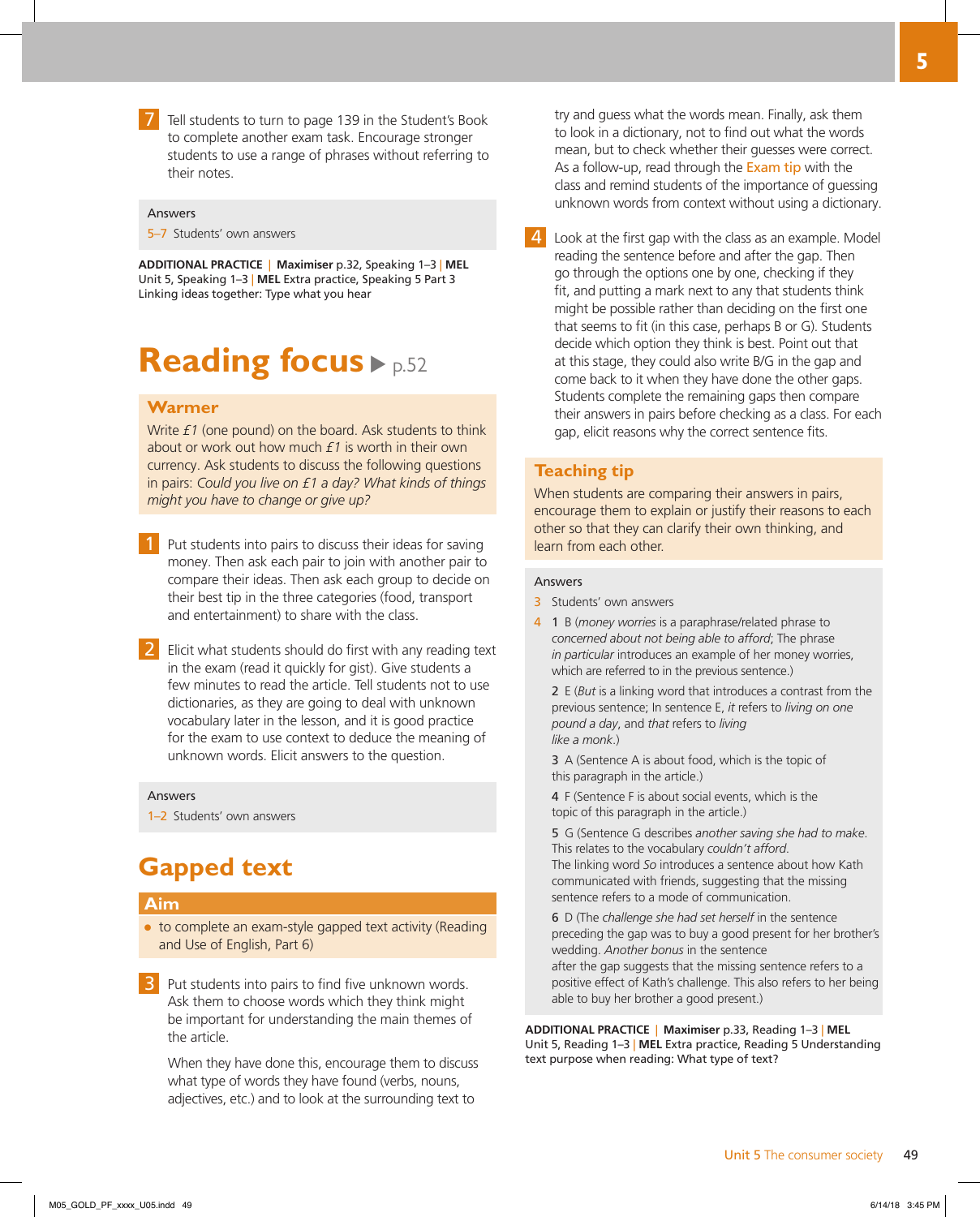**7** Tell students to turn to page 139 in the Student's Book to complete another exam task. Encourage stronger students to use a range of phrases without referring to their notes.

Answers

5–7 Students' own answers

**ADDITIONAL PRACTICE** | **Maximiser** p.32, Speaking 1–3 | **MEL** Unit 5, Speaking 1–3 | **MEL** Extra practice, Speaking 5 Part 3 Linking ideas together: Type what you hear

# Reading focus ▶ p.52

## Warmer

Write *£1* (one pound) on the board. Ask students to think about or work out how much *£1* is worth in their own currency. Ask students to discuss the following questions in pairs: *Could you live on £1 a day? What kinds of things might you have to change or give up?*

**1** Put students into pairs to discuss their ideas for saving money. Then ask each pair to join with another pair to compare their ideas. Then ask each group to decide on their best tip in the three categories (food, transport and entertainment) to share with the class.

**2** Elicit what students should do first with any reading text in the exam (read it quickly for gist). Give students a few minutes to read the article. Tell students not to use dictionaries, as they are going to deal with unknown vocabulary later in the lesson, and it is good practice for the exam to use context to deduce the meaning of unknown words. Elicit answers to the question.

Answers

1–2 Students' own answers

# Gapped text

## Aim

- to complete an exam-style gapped text activity (Reading and Use of English, Part 6)

**3** Put students into pairs to find five unknown words. Ask them to choose words which they think might be important for understanding the main themes of the article.

When they have done this, encourage them to discuss what type of words they have found (verbs, nouns, adjectives, etc.) and to look at the surrounding text to try and guess what the words mean. Finally, ask them to look in a dictionary, not to find out what the words mean, but to check whether their guesses were correct. As a follow-up, read through the Exam tip with the class and remind students of the importance of guessing unknown words from context without using a dictionary.

**4** Look at the first gap with the class as an example. Model reading the sentence before and after the gap. Then go through the options one by one, checking if they fit, and putting a mark next to any that students think might be possible rather than deciding on the first one that seems to fit (in this case, perhaps B or G). Students decide which option they think is best. Point out that at this stage, they could also write B/G in the gap and come back to it when they have done the other gaps. Students complete the remaining gaps then compare their answers in pairs before checking as a class. For each gap, elicit reasons why the correct sentence fits.

## Teaching tip

When students are comparing their answers in pairs, encourage them to explain or justify their reasons to each other so that they can clarify their own thinking, and learn from each other.

Answers

3 Students' own answers

4 1 B (*money worries* is a paraphrase/related phrase to *concerned about not being able to afford*; The phrase *in particular* introduces an example of her money worries, which are referred to in the previous sentence.)

2 E (*But* is a linking word that introduces a contrast from the previous sentence; In sentence E, *it* refers to *living on one pound a day*, and *that* refers to *living like a monk*.)

3 A (Sentence A is about food, which is the topic of this paragraph in the article.)

4 F (Sentence F is about social events, which is the topic of this paragraph in the article.)

5 G (Sentence G describes *another saving she had to make*. This relates to the vocabulary *couldn't afford*. The linking word *So* introduces a sentence about how Kath communicated with friends, suggesting that the missing sentence refers to a mode of communication.

6 D (The *challenge she had set herself* in the sentence preceding the gap was to buy a good present for her brother's wedding. *Another bonus* in the sentence after the gap suggests that the missing sentence refers to a positive effect of Kath's challenge. This also refers to her being able to buy her brother a good present.)

**ADDITIONAL PRACTICE** | **Maximiser** p.33, Reading 1–3 | **MEL** Unit 5, Reading 1–3 | **MEL** Extra practice, Reading 5 Understanding text purpose when reading: What type of text?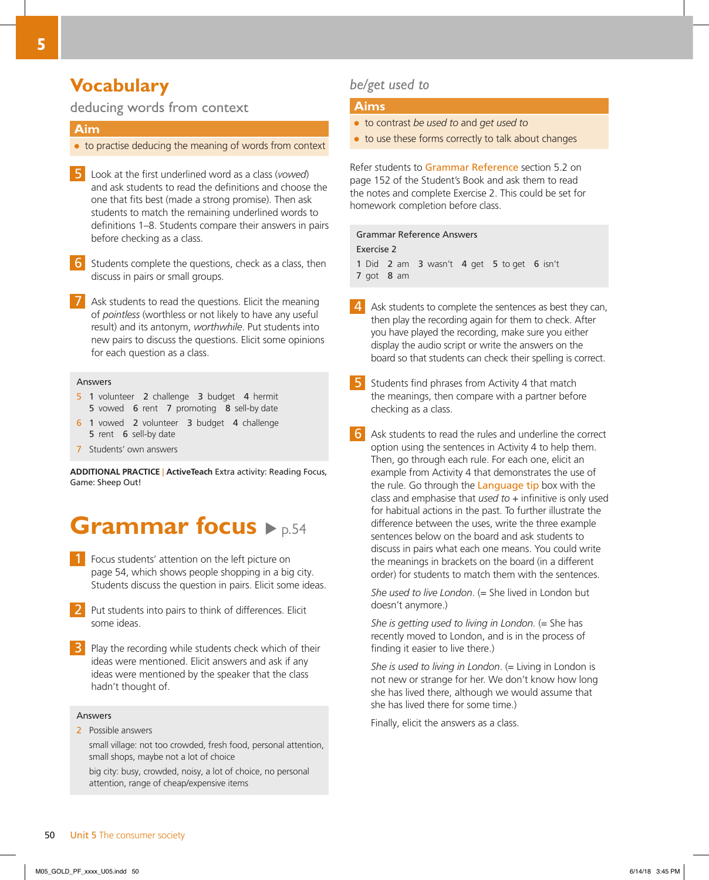# Vocabulary

## deducing words from context

### Aim

- to practise deducing the meaning of words from context

**5** Look at the first underlined word as a class (*vowed*) and ask students to read the definitions and choose the one that fits best (made a strong promise). Then ask students to match the remaining underlined words to definitions 1–8. Students compare their answers in pairs before checking as a class.

**6** Students complete the questions, check as a class, then discuss in pairs or small groups.

**7** Ask students to read the questions. Elicit the meaning of *pointless* (worthless or not likely to have any useful result) and its antonym, *worthwhile*. Put students into new pairs to discuss the questions. Elicit some opinions for each question as a class.

**Answers**

5 1 volunteer 2 challenge 3 budget 4 hermit 5 vowed 6 rent 7 promoting 8 sell-by date

6 1 vowed 2 volunteer 3 budget 4 challenge 5 rent 6 sell-by date

7 Students' own answers

**ADDITIONAL PRACTICE** | **ActiveTeach** Extra activity: Reading Focus, Game: Sheep Out!

# Grammar focus ▶ p.54

**1** Focus students' attention on the left picture on page 54, which shows people shopping in a big city. Students discuss the question in pairs. Elicit some ideas.

**2** Put students into pairs to think of differences. Elicit some ideas.

**3** Play the recording while students check which of their ideas were mentioned. Elicit answers and ask if any ideas were mentioned by the speaker that the class hadn't thought of.

**Answers**

2 Possible answers

small village: not too crowded, fresh food, personal attention, small shops, maybe not a lot of choice

big city: busy, crowded, noisy, a lot of choice, no personal attention, range of cheap/expensive items

## *be/get used to*

### Aims

- to contrast *be used to* and *get used to*
- to use these forms correctly to talk about changes

Refer students to Grammar Reference section 5.2 on page 152 of the Student's Book and ask them to read the notes and complete Exercise 2. This could be set for homework completion before class.

**Grammar Reference Answers**

Exercise 2

1 Did 2 am 3 wasn't 4 get 5 to get 6 isn't 7 got 8 am

**4** Ask students to complete the sentences as best they can, then play the recording again for them to check. After you have played the recording, make sure you either display the audio script or write the answers on the board so that students can check their spelling is correct.

**5** Students find phrases from Activity 4 that match the meanings, then compare with a partner before checking as a class.

**6** Ask students to read the rules and underline the correct option using the sentences in Activity 4 to help them. Then, go through each rule. For each one, elicit an example from Activity 4 that demonstrates the use of the rule. Go through the Language tip box with the class and emphasise that *used to* + infinitive is only used for habitual actions in the past. To further illustrate the difference between the uses, write the three example sentences below on the board and ask students to discuss in pairs what each one means. You could write the meanings in brackets on the board (in a different order) for students to match them with the sentences.

*She used to live London*. (= She lived in London but doesn't anymore.)

*She is getting used to living in London.* (= She has recently moved to London, and is in the process of finding it easier to live there.)

*She is used to living in London*. (= Living in London is not new or strange for her. We don't know how long she has lived there, although we would assume that she has lived there for some time.)

Finally, elicit the answers as a class.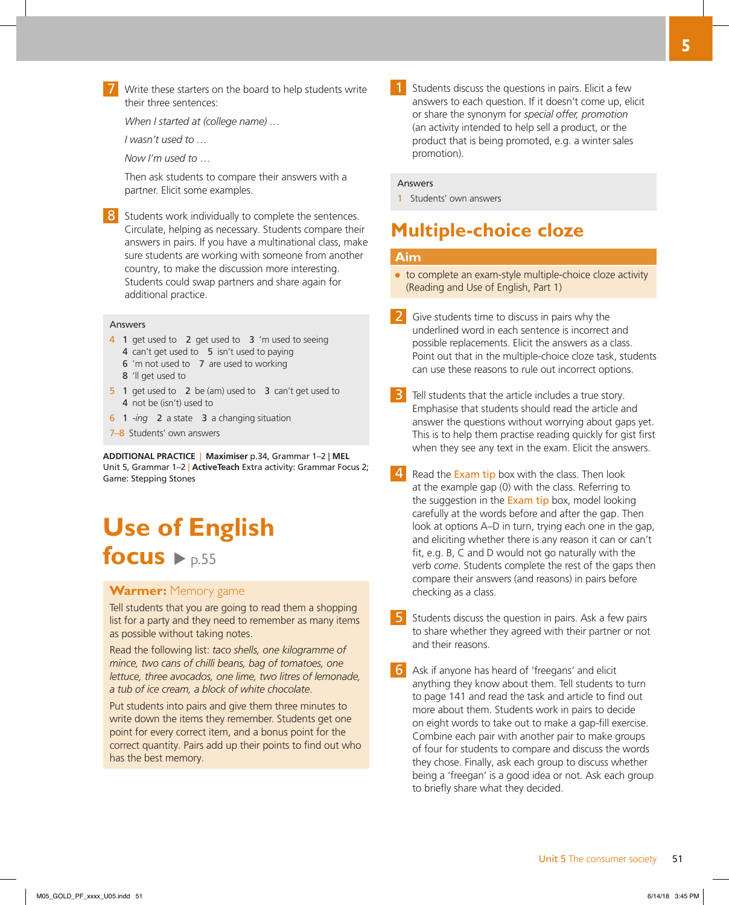**7** Write these starters on the board to help students write their three sentences:

*When I started at (college name) …*

*I wasn't used to …*

*Now I'm used to …*

Then ask students to compare their answers with a partner. Elicit some examples.

**8** Students work individually to complete the sentences. Circulate, helping as necessary. Students compare their answers in pairs. If you have a multinational class, make sure students are working with someone from another country, to make the discussion more interesting. Students could swap partners and share again for additional practice.

Answers

4 1 get used to 2 get used to 3 'm used to seeing
4 can't get used to 5 isn't used to paying
6 'm not used to 7 are used to working
8 'll get used to

5 1 get used to 2 be (am) used to 3 can't get used to
4 not be (isn't) used to

6 1 *-ing* 2 a state 3 a changing situation

7–8 Students' own answers

**ADDITIONAL PRACTICE** | **Maximiser** p.34, Grammar 1–2 | **MEL** Unit 5, Grammar 1–2 | **ActiveTeach** Extra activity: Grammar Focus 2; Game: Stepping Stones

# Use of English focus ▶ p.55

**Warmer:** Memory game

Tell students that you are going to read them a shopping list for a party and they need to remember as many items as possible without taking notes.

Read the following list: *taco shells, one kilogramme of mince, two cans of chilli beans, bag of tomatoes, one lettuce, three avocados, one lime, two litres of lemonade, a tub of ice cream, a block of white chocolate.*

Put students into pairs and give them three minutes to write down the items they remember. Students get one point for every correct item, and a bonus point for the correct quantity. Pairs add up their points to find out who has the best memory.

**1** Students discuss the questions in pairs. Elicit a few answers to each question. If it doesn't come up, elicit or share the synonym for *special offer, promotion* (an activity intended to help sell a product, or the product that is being promoted, e.g. a winter sales promotion).

Answers

1 Students' own answers

## Multiple-choice cloze

**Aim**

- to complete an exam-style multiple-choice cloze activity (Reading and Use of English, Part 1)

**2** Give students time to discuss in pairs why the underlined word in each sentence is incorrect and possible replacements. Elicit the answers as a class. Point out that in the multiple-choice cloze task, students can use these reasons to rule out incorrect options.

**3** Tell students that the article includes a true story. Emphasise that students should read the article and answer the questions without worrying about gaps yet. This is to help them practise reading quickly for gist first when they see any text in the exam. Elicit the answers.

**4** Read the Exam tip box with the class. Then look at the example gap (0) with the class. Referring to the suggestion in the Exam tip box, model looking carefully at the words before and after the gap. Then look at options A–D in turn, trying each one in the gap, and eliciting whether there is any reason it can or can't fit, e.g. B, C and D would not go naturally with the verb *come*. Students complete the rest of the gaps then compare their answers (and reasons) in pairs before checking as a class.

**5** Students discuss the question in pairs. Ask a few pairs to share whether they agreed with their partner or not and their reasons.

**6** Ask if anyone has heard of 'freegans' and elicit anything they know about them. Tell students to turn to page 141 and read the task and article to find out more about them. Students work in pairs to decide on eight words to take out to make a gap-fill exercise. Combine each pair with another pair to make groups of four for students to compare and discuss the words they chose. Finally, ask each group to discuss whether being a 'freegan' is a good idea or not. Ask each group to briefly share what they decided.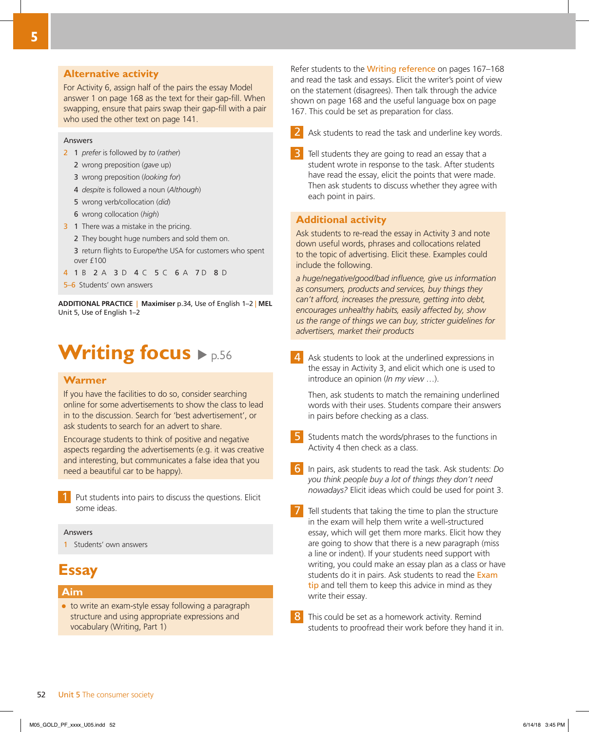## Alternative activity

For Activity 6, assign half of the pairs the essay Model answer 1 on page 168 as the text for their gap-fill. When swapping, ensure that pairs swap their gap-fill with a pair who used the other text on page 141.

Answers

2
1 *prefer* is followed by *to* (*rather*)
2 wrong preposition (*gave* up)
3 wrong preposition (*looking for*)
4 *despite* is followed a noun (*Although*)
5 wrong verb/collocation (*did*)
6 wrong collocation (*high*)

3
1 There was a mistake in the pricing.
2 They bought huge numbers and sold them on.
3 return flights to Europe/the USA for customers who spent over £100

4 1 B 2 A 3 D 4 C 5 C 6 A 7 D 8 D

5–6 Students' own answers

**ADDITIONAL PRACTICE** | **Maximiser** p.34, Use of English 1–2 | **MEL** Unit 5, Use of English 1–2

# Writing focus ▶ p.56

## Warmer

If you have the facilities to do so, consider searching online for some advertisements to show the class to lead in to the discussion. Search for 'best advertisement', or ask students to search for an advert to share.

Encourage students to think of positive and negative aspects regarding the advertisements (e.g. it was creative and interesting, but communicates a false idea that you need a beautiful car to be happy).

**1** Put students into pairs to discuss the questions. Elicit some ideas.

Answers

1 Students' own answers

## Essay

### Aim

- to write an exam-style essay following a paragraph structure and using appropriate expressions and vocabulary (Writing, Part 1)

Refer students to the Writing reference on pages 167–168 and read the task and essays. Elicit the writer's point of view on the statement (disagrees). Then talk through the advice shown on page 168 and the useful language box on page 167. This could be set as preparation for class.

**2** Ask students to read the task and underline key words.

**3** Tell students they are going to read an essay that a student wrote in response to the task. After students have read the essay, elicit the points that were made. Then ask students to discuss whether they agree with each point in pairs.

## Additional activity

Ask students to re-read the essay in Activity 3 and note down useful words, phrases and collocations related to the topic of advertising. Elicit these. Examples could include the following.

*a huge/negative/good/bad influence, give us information as consumers, products and services, buy things they can't afford, increases the pressure, getting into debt, encourages unhealthy habits, easily affected by, show us the range of things we can buy, stricter guidelines for advertisers, market their products*

**4** Ask students to look at the underlined expressions in the essay in Activity 3, and elicit which one is used to introduce an opinion (*In my view* …).

Then, ask students to match the remaining underlined words with their uses. Students compare their answers in pairs before checking as a class.

**5** Students match the words/phrases to the functions in Activity 4 then check as a class.

**6** In pairs, ask students to read the task. Ask students: *Do you think people buy a lot of things they don't need nowadays?* Elicit ideas which could be used for point 3.

**7** Tell students that taking the time to plan the structure in the exam will help them write a well-structured essay, which will get them more marks. Elicit how they are going to show that there is a new paragraph (miss a line or indent). If your students need support with writing, you could make an essay plan as a class or have students do it in pairs. Ask students to read the Exam tip and tell them to keep this advice in mind as they write their essay.

**8** This could be set as a homework activity. Remind students to proofread their work before they hand it in.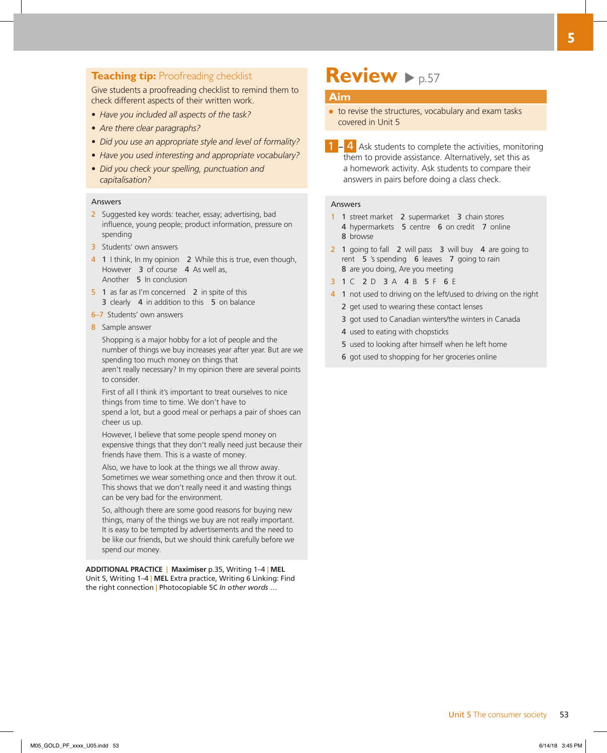## Teaching tip: Proofreading checklist

Give students a proofreading checklist to remind them to check different aspects of their written work.

- *Have you included all aspects of the task?*
- *Are there clear paragraphs?*
- *Did you use an appropriate style and level of formality?*
- *Have you used interesting and appropriate vocabulary?*
- *Did you check your spelling, punctuation and capitalisation?*

**Answers**

2 Suggested key words: teacher, essay; advertising, bad influence, young people; product information, pressure on spending

3 Students' own answers

4 1 I think, In my opinion 2 While this is true, even though, However 3 of course 4 As well as, Another 5 In conclusion

5 1 as far as I'm concerned 2 in spite of this 3 clearly 4 in addition to this 5 on balance

6–7 Students' own answers

8 Sample answer

Shopping is a major hobby for a lot of people and the number of things we buy increases year after year. But are we spending too much money on things that aren't really necessary? In my opinion there are several points to consider.

First of all I think it's important to treat ourselves to nice things from time to time. We don't have to spend a lot, but a good meal or perhaps a pair of shoes can cheer us up.

However, I believe that some people spend money on expensive things that they don't really need just because their friends have them. This is a waste of money.

Also, we have to look at the things we all throw away. Sometimes we wear something once and then throw it out. This shows that we don't really need it and wasting things can be very bad for the environment.

So, although there are some good reasons for buying new things, many of the things we buy are not really important. It is easy to be tempted by advertisements and the need to be like our friends, but we should think carefully before we spend our money.

**ADDITIONAL PRACTICE** | **Maximiser** p.35, Writing 1–4 | **MEL** Unit 5, Writing 1–4 | **MEL** Extra practice, Writing 6 Linking: Find the right connection | Photocopiable 5C *In other words …*

# Review ▶ p.57

## Aim

- to revise the structures, vocabulary and exam tasks covered in Unit 5

**1 – 4** Ask students to complete the activities, monitoring them to provide assistance. Alternatively, set this as a homework activity. Ask students to compare their answers in pairs before doing a class check.

**Answers**

1 1 street market 2 supermarket 3 chain stores 4 hypermarkets 5 centre 6 on credit 7 online 8 browse

2 1 going to fall 2 will pass 3 will buy 4 are going to rent 5 's spending 6 leaves 7 going to rain 8 are you doing, Are you meeting

3 1 C 2 D 3 A 4 B 5 F 6 E

4 1 not used to driving on the left/used to driving on the right
2 get used to wearing these contact lenses
3 got used to Canadian winters/the winters in Canada
4 used to eating with chopsticks
5 used to looking after himself when he left home
6 got used to shopping for her groceries online